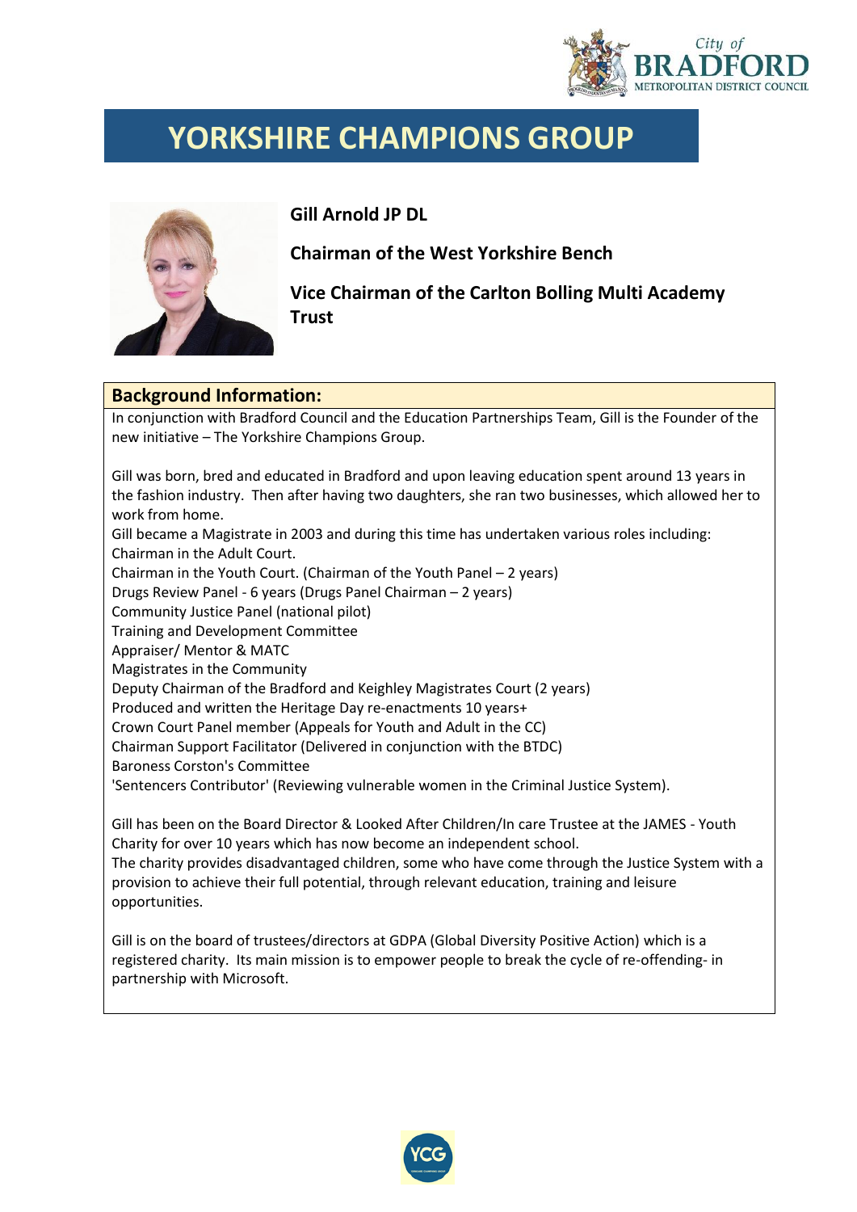# YORKSHIRE CHAMPIONS GROUP

**Gill Arnold JP DL**

**Chairman of the West Yorkshire Bench**

**Vice Chairman of the Carlton Bolling Multi Academy Trust**

## Background Information:

In conjunction with Bradford Council and the Education Partnerships Team, Gill is the Founder of the new initiative – The Yorkshire Champions Group.

Gill was born, bred and educated in Bradford and upon leaving education spent around 13 years in the fashion industry. Then after having two daughters, she ran two businesses, which allowed her to work from home.

Gill became a Magistrate in 2003 and during this time has undertaken various roles including:

Chairman in the Adult Court.
Chairman in the Youth Court. (Chairman of the Youth Panel – 2 years)
Drugs Review Panel - 6 years (Drugs Panel Chairman – 2 years)
Community Justice Panel (national pilot)
Training and Development Committee
Appraiser/ Mentor & MATC
Magistrates in the Community
Deputy Chairman of the Bradford and Keighley Magistrates Court (2 years)
Produced and written the Heritage Day re-enactments 10 years+
Crown Court Panel member (Appeals for Youth and Adult in the CC)
Chairman Support Facilitator (Delivered in conjunction with the BTDC)
Baroness Corston's Committee
'Sentencers Contributor' (Reviewing vulnerable women in the Criminal Justice System).

Gill has been on the Board Director & Looked After Children/In care Trustee at the JAMES - Youth Charity for over 10 years which has now become an independent school.

The charity provides disadvantaged children, some who have come through the Justice System with a provision to achieve their full potential, through relevant education, training and leisure opportunities.

Gill is on the board of trustees/directors at GDPA (Global Diversity Positive Action) which is a registered charity. Its main mission is to empower people to break the cycle of re-offending- in partnership with Microsoft.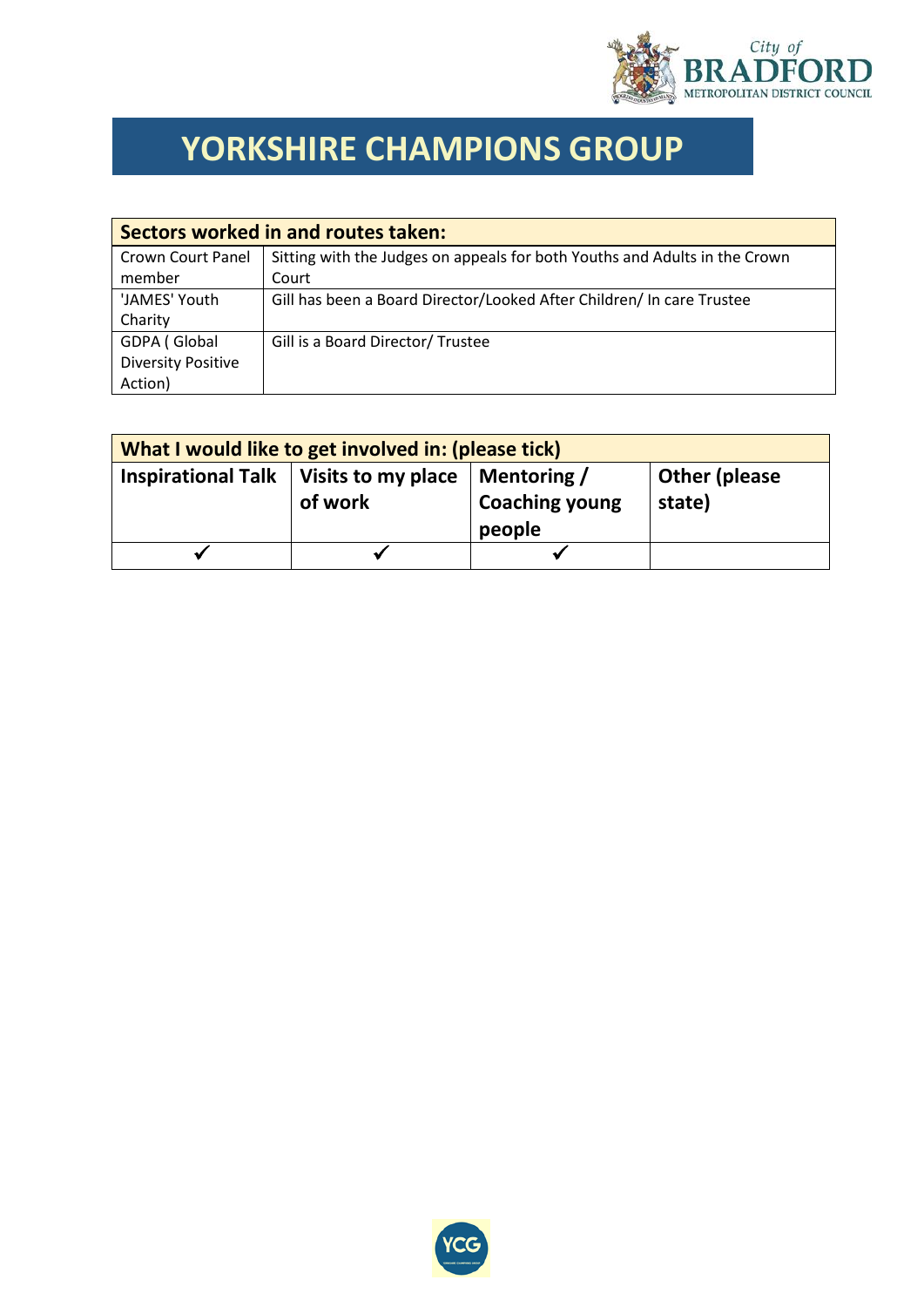# YORKSHIRE CHAMPIONS GROUP

| Sectors worked in and routes taken: | |
|---|---|
| Crown Court Panel member | Sitting with the Judges on appeals for both Youths and Adults in the Crown Court |
| 'JAMES' Youth Charity | Gill has been a Board Director/Looked After Children/ In care Trustee |
| GDPA ( Global Diversity Positive Action) | Gill is a Board Director/ Trustee |

**What I would like to get involved in: (please tick)**

| Inspirational Talk | Visits to my place of work | Mentoring / Coaching young people | Other (please state) |
|---|---|---|---|
| ✓ | ✓ | ✓ | |